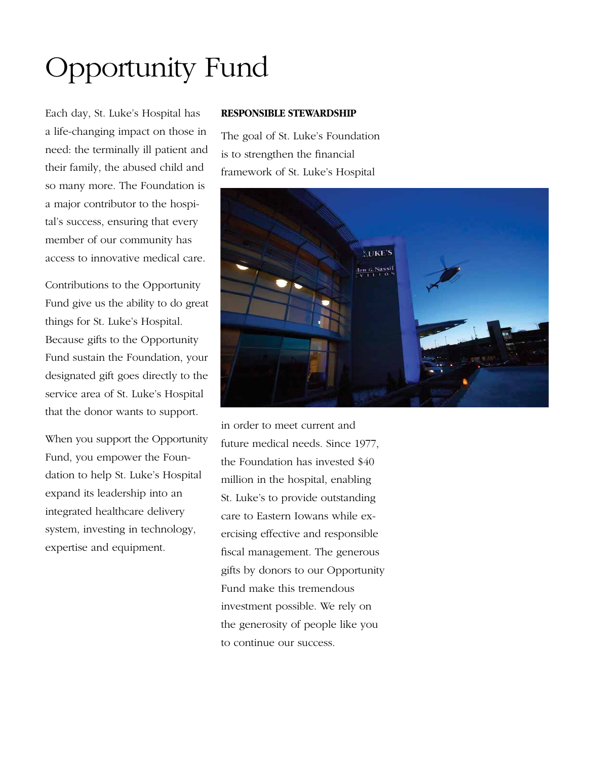# Opportunity Fund

Each day, St. Luke's Hospital has a life-changing impact on those in need: the terminally ill patient and their family, the abused child and so many more. The Foundation is a major contributor to the hospital's success, ensuring that every member of our community has access to innovative medical care.

Contributions to the Opportunity Fund give us the ability to do great things for St. Luke's Hospital. Because gifts to the Opportunity Fund sustain the Foundation, your designated gift goes directly to the service area of St. Luke's Hospital that the donor wants to support.

When you support the Opportunity Fund, you empower the Foundation to help St. Luke's Hospital expand its leadership into an integrated healthcare delivery system, investing in technology, expertise and equipment.

**RESPONSIBLE STEWARDSHIP**

The goal of St. Luke's Foundation is to strengthen the financial framework of St. Luke's Hospital in order to meet current and future medical needs. Since 1977, the Foundation has invested $40 million in the hospital, enabling St. Luke's to provide outstanding care to Eastern Iowans while exercising effective and responsible fiscal management. The generous gifts by donors to our Opportunity Fund make this tremendous investment possible. We rely on the generosity of people like you to continue our success.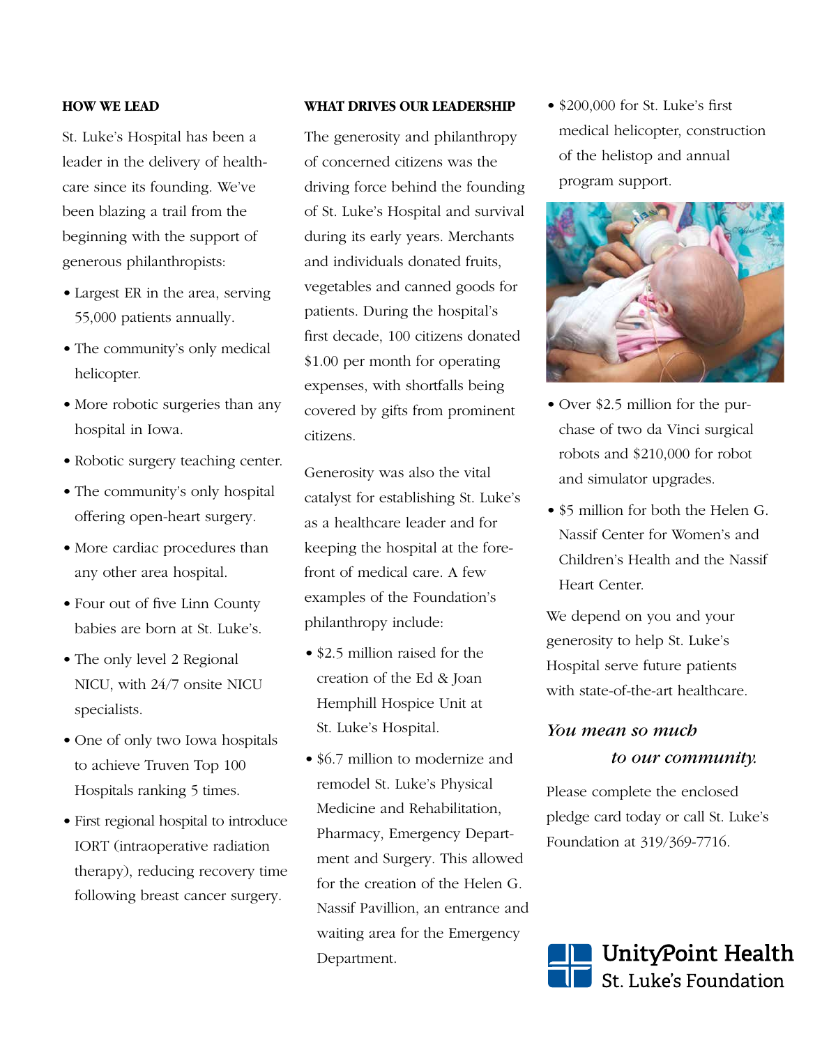## HOW WE LEAD

St. Luke's Hospital has been a leader in the delivery of healthcare since its founding. We've been blazing a trail from the beginning with the support of generous philanthropists:

- Largest ER in the area, serving 55,000 patients annually.
- The community's only medical helicopter.
- More robotic surgeries than any hospital in Iowa.
- Robotic surgery teaching center.
- The community's only hospital offering open-heart surgery.
- More cardiac procedures than any other area hospital.
- Four out of five Linn County babies are born at St. Luke's.
- The only level 2 Regional NICU, with 24/7 onsite NICU specialists.
- One of only two Iowa hospitals to achieve Truven Top 100 Hospitals ranking 5 times.
- First regional hospital to introduce IORT (intraoperative radiation therapy), reducing recovery time following breast cancer surgery.

## WHAT DRIVES OUR LEADERSHIP

The generosity and philanthropy of concerned citizens was the driving force behind the founding of St. Luke's Hospital and survival during its early years. Merchants and individuals donated fruits, vegetables and canned goods for patients. During the hospital's first decade, 100 citizens donated $1.00 per month for operating expenses, with shortfalls being covered by gifts from prominent citizens.

Generosity was also the vital catalyst for establishing St. Luke's as a healthcare leader and for keeping the hospital at the forefront of medical care. A few examples of the Foundation's philanthropy include:

- $2.5 million raised for the creation of the Ed & Joan Hemphill Hospice Unit at St. Luke's Hospital.
- $6.7 million to modernize and remodel St. Luke's Physical Medicine and Rehabilitation, Pharmacy, Emergency Department and Surgery. This allowed for the creation of the Helen G. Nassif Pavillion, an entrance and waiting area for the Emergency Department.
- $200,000 for St. Luke's first medical helicopter, construction of the helistop and annual program support.
- Over $2.5 million for the purchase of two da Vinci surgical robots and $210,000 for robot and simulator upgrades.
- $5 million for both the Helen G. Nassif Center for Women's and Children's Health and the Nassif Heart Center.

We depend on you and your generosity to help St. Luke's Hospital serve future patients with state-of-the-art healthcare.

***You mean so much to our community.***

Please complete the enclosed pledge card today or call St. Luke's Foundation at 319/369-7716.

UnityPoint Health
St. Luke's Foundation